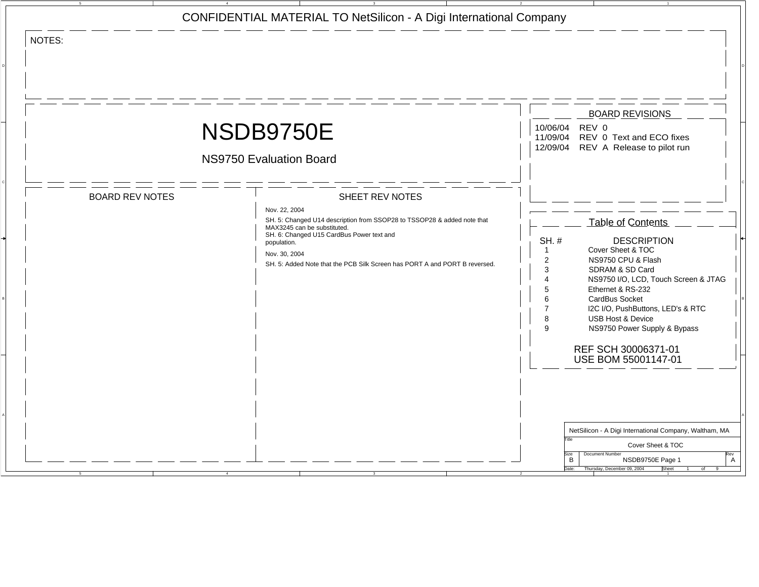CONFIDENTIAL MATERIAL TO NetSilicon - A Digi International Company

NOTES:

# NSDB9750E

NS9750 Evaluation Board

## BOARD REVISIONS

10/06/04 REV 0
11/09/04 REV 0 Text and ECO fixes
12/09/04 REV A Release to pilot run

## BOARD REV NOTES

## SHEET REV NOTES

Nov. 22, 2004

SH. 5: Changed U14 description from SSOP28 to TSSOP28 & added note that MAX3245 can be substituted.
SH. 6: Changed U15 CardBus Power text and population.

Nov. 30, 2004

SH. 5: Added Note that the PCB Silk Screen has PORT A and PORT B reversed.

## Table of Contents

| SH. # | DESCRIPTION |
|---|---|
| 1 | Cover Sheet & TOC |
| 2 | NS9750 CPU & Flash |
| 3 | SDRAM & SD Card |
| 4 | NS9750 I/O, LCD, Touch Screen & JTAG |
| 5 | Ethernet & RS-232 |
| 6 | CardBus Socket |
| 7 | I2C I/O, PushButtons, LED's & RTC |
| 8 | USB Host & Device |
| 9 | NS9750 Power Supply & Bypass |

REF SCH 30006371-01
USE BOM 55001147-01

NetSilicon - A Digi International Company, Waltham, MA

| Title | Cover Sheet & TOC | |
|---|---|---|
| Size: B | Document Number: NSDB9750E Page 1 | Rev: A |
| Date: Thursday, December 09, 2004 | Sheet 1 of 9 | |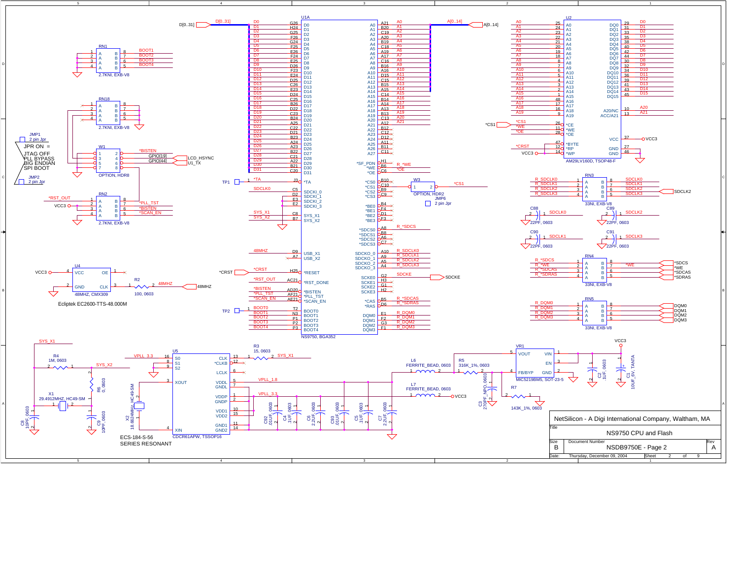NetSilicon - A Digi International Company, Waltham, MA

| Title | NS9750 CPU and Flash | |
|---|---|---|
| Size: B | Document Number: NSDB9750E - Page 2 | Rev: A |
| Date: Thursday, December 09, 2004 | Sheet 2 of 9 | |

JPR ON =
- JTAG OFF
- PLL BYPASS
- BIG ENDIAN
- SPI BOOT

Ecliptek EC2600-TTS-48.000M

ECS-184-S-56
SERIES RESONANT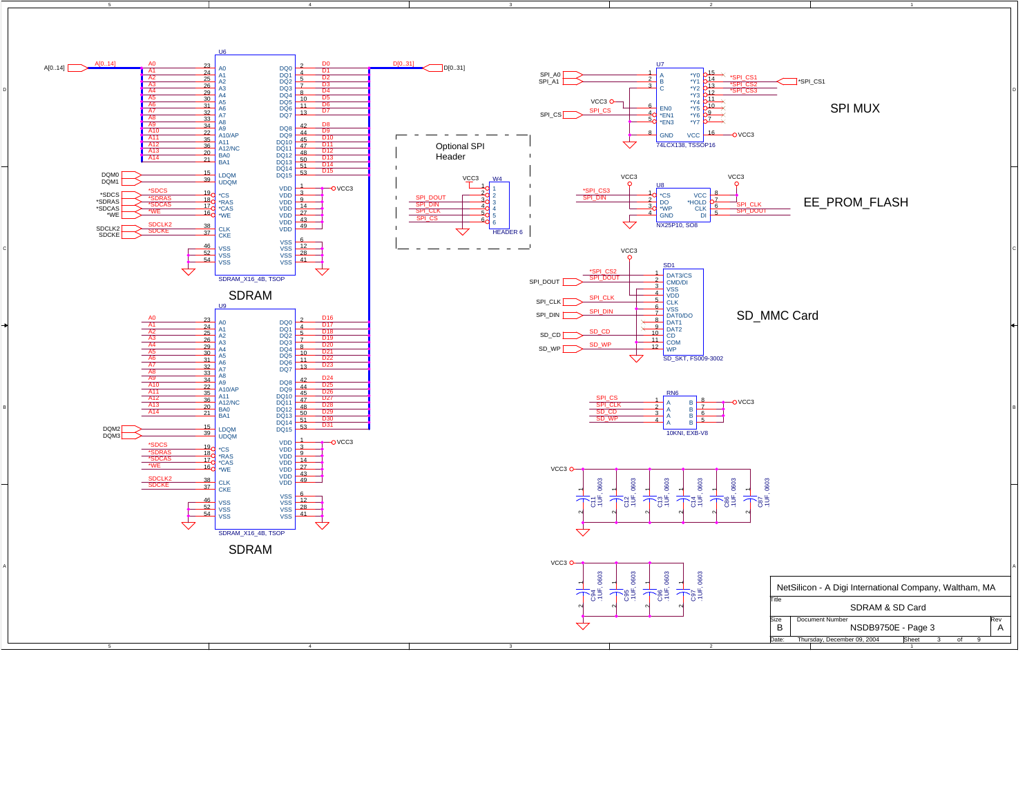## SDRAM

U6 — SDRAM_X16_4B, TSOP

U9 — SDRAM_X16_4B, TSOP

## SDRAM

## SPI MUX

U7 — 74LCX138, TSSOP16

SPI_A0, SPI_A1, SPI_CS, *SPI_CS1, *SPI_CS2, *SPI_CS3

## Optional SPI Header

W4 — HEADER 6

SPI_DOUT, SPI_DIN, SPI_CLK, SPI_CS

## EE_PROM_FLASH

U8 — NX25P10, SO8

## SD_MMC Card

SD1 — SD_SKT, FS009-3002

SPI_DOUT, SPI_CLK, SPI_DIN, SD_CD, SD_WP

RN6 — 10KNI, EXB-V8

C11, C12, C13, C14, C86, C87 — .1UF, 0603

C94, C95, C96, C97 — .1UF, 0603

| NetSilicon - A Digi International Company, Waltham, MA | | |
|---|---|---|
| Title | SDRAM & SD Card | |
| Size: B | Document Number: NSDB9750E - Page 3 | Rev: A |
| Date: Thursday, December 09, 2004 | Sheet 3 of 9 | |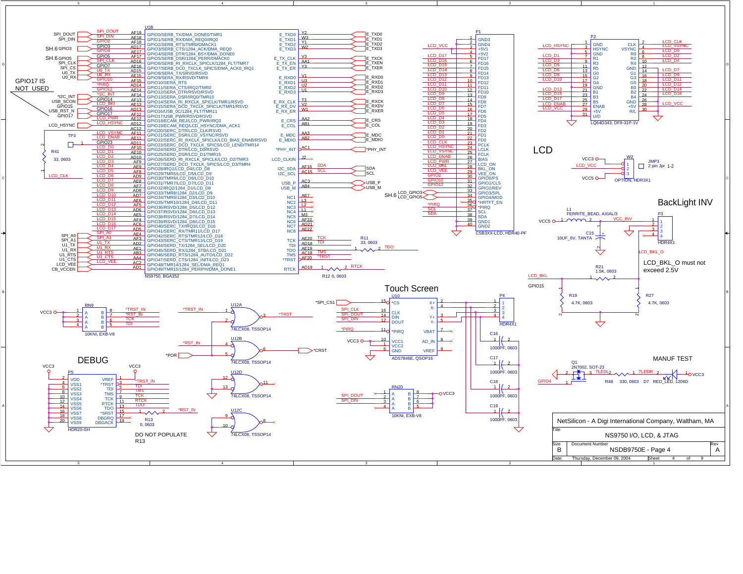# NS9750 I/O, LCD, & JTAG

## LCD

## BackLight INV

LCD_BKL_O must not exceed 2.5V

## Touch Screen

## DEBUG

DO NOT POPULATE R13

## MANUF TEST

GPIO17 IS NOT USED

| | |
|---|---|
| NetSilicon - A Digi International Company, Waltham, MA | |
| Title | NS9750 I/O, LCD, & JTAG |
| Size | B |
| Document Number | NSDB9750E - Page 4 |
| Rev | A |
| Date: | Thursday, December 09, 2004 |
| Sheet | 4 of 9 |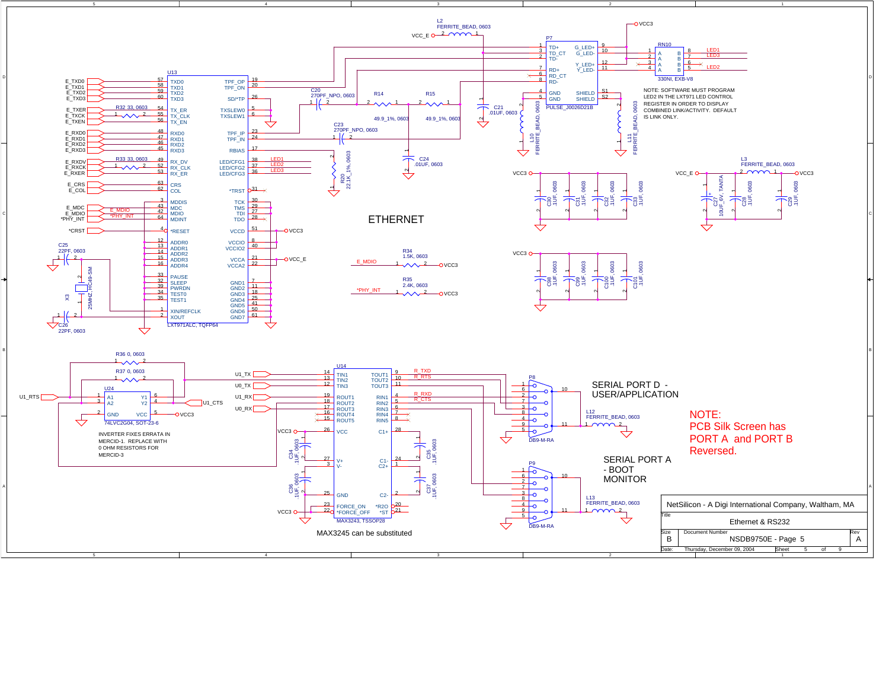# ETHERNET

NOTE: SOFTWARE MUST PROGRAM LED2 IN THE LXT971 LED CONTROL REGISTER IN ORDER TO DISPLAY COMBINED LINK/ACTIVITY. DEFAULT IS LINK ONLY.

INVERTER FIXES ERRATA IN MERCID-1. REPLACE WITH 0 OHM RESISTORS FOR MERCID-3

## SERIAL PORT D - USER/APPLICATION

## SERIAL PORT A - BOOT MONITOR

MAX3245 can be substituted

**NOTE:**
PCB Silk Screen has PORT A and PORT B Reversed.

| | |
|---|---|
| NetSilicon - A Digi International Company, Waltham, MA | |
| Title | Ethernet & RS232 |
| Size | B |
| Document Number | NSDB9750E - Page 5 |
| Rev | A |
| Date: | Thursday, December 09, 2004 |
| Sheet | 5 of 9 |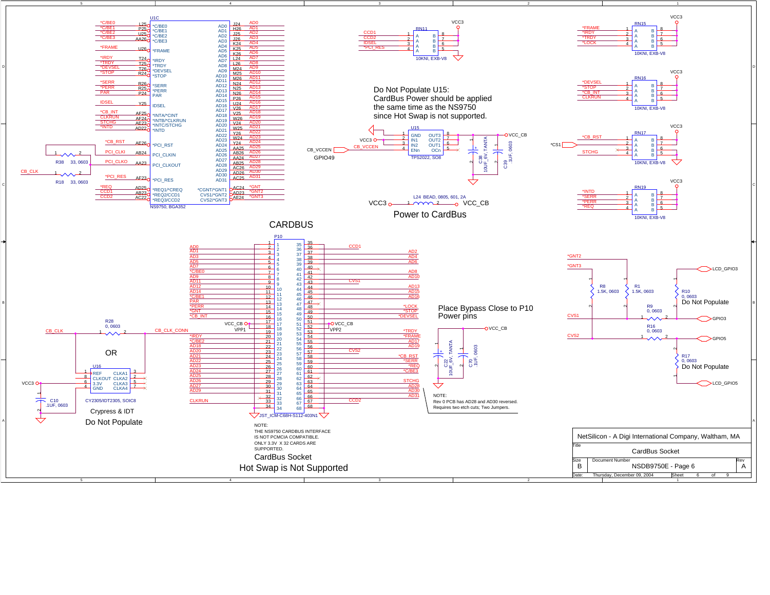# CARDBUS

Do Not Populate U15:
CardBus Power should be applied
the same time as the NS9750
since Hot Swap is not supported.

U15 TPS2022, SO8

- 1 GND — OUT3 8
- 2 IN1 — OUT2 7
- 3 IN2 — OUT1 6
- 4 ENn — OCn 5

VCC3, CB_VCCEN, CB_VCCEN GPIO49, VCC_CB

C38 10UF_6V, TANTA; C39 .1UF, 0603

L24 BEAD, 0805, 601, 2A

VCC3 — VCC_CB

Power to CardBus

U1C NS9750, BGA352

| Pin | Signal | Signal | Pin | Net |
|---|---|---|---|---|
| L25 | *C/BE0 | AD0 | J24 | AD0 |
| P25 | *C/BE1 | AD1 | H26 | AD1 |
| U25 | *C/BE2 | AD2 | J25 | AD2 |
| AA26 | *C/BE3 | AD3 | J26 | AD3 |
| U26 | *FRAME | AD4 | K24 | AD4 |
| T24 | *IRDY | AD5 | K25 | AD5 |
| T25 | *TRDY | AD6 | K26 | AD6 |
| T26 | *DEVSEL | AD7 | L24 | AD7 |
| R24 | *STOP | AD8 | L26 | AD8 |
| R26 | *SERR | AD9 | M24 | AD9 |
| R25 | *PERR | AD10 | M25 | AD10 |
| P24 | PAR | AD11 | M26 | AD11 |
| Y25 | IDSEL | AD12 | N24 | AD12 |
| AF25 | *INTA/*CINT | AD13 | N25 | AD13 |
| AF24 | *INTB/*CLKRUN | AD14 | N26 | AD14 |
| AE23 | *INTC/STCHG | AD15 | P26 | AD15 |
| AD22 | *INTD | AD16 | U24 | AD16 |
| AE26 | *PCI_RST | AD17 | V26 | AD17 |
| AB24 | PCI_CLKIN | AD18 | V25 | AD18 |
| AA23 | PCI_CLKOUT | AD19 | W26 | AD19 |
| AF23 | *PCI_RES | AD20 | V24 | AD20 |
| AD25 | *REQ1/*CREQ | AD21 | W25 | AD21 |
| AB23 | *REQ2/CCD1 | AD22 | Y26 | AD22 |
| AC22 | *REQ3/CCD2 | AD23 | W24 | AD23 |
| | | AD24 | Y24 | AD24 |
| | | AD25 | AA25 | AD25 |
| | | AD26 | AB26 | AD26 |
| | | AD27 | AA24 | AD27 |
| | | AD28 | AB25 | AD28 |
| | | AD29 | AC26 | AD29 |
| | | AD30 | AD26 | AD30 |
| | | AD31 | AC25 | AD31 |
| | | *CGNT/*GNT1 | AC24 | *GNT |
| | | CVS1/*GNT2 | AD23 | *GNT2 |
| | | CVS2/*GNT3 | AE24 | *GNT3 |

Nets: *C/BE0, *C/BE1, *C/BE2, *C/BE3, *FRAME, *IRDY, *TRDY, *DEVSEL, *STOP, *SERR, *PERR, PAR, IDSEL, *CB_INT, CLKRUN, STCHG, *INTD, *CB_RST, PCI_CLKI, PCI_CLKO, *PCI_RES, *REQ, CCD1, CCD2

R38 33, 0603; R18 33, 0603; CB_CLK

RN11 10KNI, EXB-V8: CCD1, CCD2, IDSEL, *PCI_RES — VCC3

RN15 10KNI, EXB-V8: *FRAME, *IRDY, *TRDY, *LOCK — VCC3

RN16 10KNI, EXB-V8: *DEVSEL, *STOP, *CB_INT, CLKRUN — VCC3

RN17 10KNI, EXB-V8: *CB_RST, *CS1, STCHG — VCC3

RN19 10KNI, EXB-V8: *INTD, *SERR, *PERR, *REQ — VCC3

P10 JST_ICM-C68H-S112-403N1

| Net | Pin | Pin | Net |
|---|---|---|---|
| | 1 | 35 | |
| AD0 | 2 | 36 | CCD1 |
| AD1 | 3 | 37 | AD2 |
| AD3 | 4 | 38 | AD4 |
| AD5 | 5 | 39 | AD6 |
| AD7 | 6 | 40 | |
| *C/BE0 | 7 | 41 | AD8 |
| AD9 | 8 | 42 | AD10 |
| AD11 | 9 | 43 | CVS1 |
| AD12 | 10 | 44 | AD13 |
| AD14 | 11 | 45 | AD15 |
| *C/BE1 | 12 | 46 | AD16 |
| PAR | 13 | 47 | |
| *PERR | 14 | 48 | *LOCK |
| *GNT | 15 | 49 | *STOP |
| *CB_INT | 16 | 50 | *DEVSEL |
| VCC_CB | 17 | 51 | VCC_CB |
| VPP1 | 18 | 52 | VPP2 |
| CB_CLK_CONN | 19 | 53 | *TRDY |
| *IRDY | 20 | 54 | *FRAME |
| *C/BE2 | 21 | 55 | AD17 |
| AD18 | 22 | 56 | AD19 |
| AD20 | 23 | 57 | CVS2 |
| AD21 | 24 | 58 | *CB_RST |
| AD22 | 25 | 59 | *SERR |
| AD23 | 26 | 60 | *REQ |
| AD24 | 27 | 61 | *C/BE3 |
| AD25 | 28 | 62 | |
| AD26 | 29 | 63 | STCHG |
| AD27 | 30 | 64 | AD28 |
| AD29 | 31 | 65 | AD30 |
| | 32 | 66 | AD31 |
| CLKRUN | 33 | 67 | CCD2 |
| | 34 | 68 | |

R28 0, 0603; CB_CLK — CB_CLK_CONN

OR

U16 CY2305/IDT2305, SOIC8

- 1 REF — CLKA1 3
- 8 CLKOUT — CLKA2 2
- 6 3.3V — CLKA3 5
- 4 GND — CLKA4 7

VCC3; C10 .1UF, 0603

Crypress & IDT

Do Not Populate

Place Bypass Close to P10
Power pins

C22 10UF_6V, TANTA; C70 .1UF, 0603; VCC_CB

NOTE:
Rev 0 PCB has AD28 and AD30 reversed.
Requires two etch cuts; Two Jumpers.

*GNT2, *GNT3, CVS1, CVS2

R8 1.5K, 0603; R1 1.5K, 0603

R10 0, 0603 Do Not Populate — LCD_GPIO3

R9 0, 0603 — GPIO3

R16 0, 0603 — GPIO5

R17 0, 0603 Do Not Populate — LCD_GPIO5

NOTE:
THE NS9750 CARDBUS INTERFACE
IS NOT PCMCIA COMPATIBLE.
ONLY 3.3V X 32 CARDS ARE
SUPPORTED.

CardBus Socket

Hot Swap is Not Supported

NetSilicon - A Digi International Company, Waltham, MA

| Title | CardBus Socket | |
|---|---|---|
| Size: B | Document Number: NSDB9750E - Page 6 | Rev: A |
| Date: Thursday, December 09, 2004 | Sheet 6 of 9 | |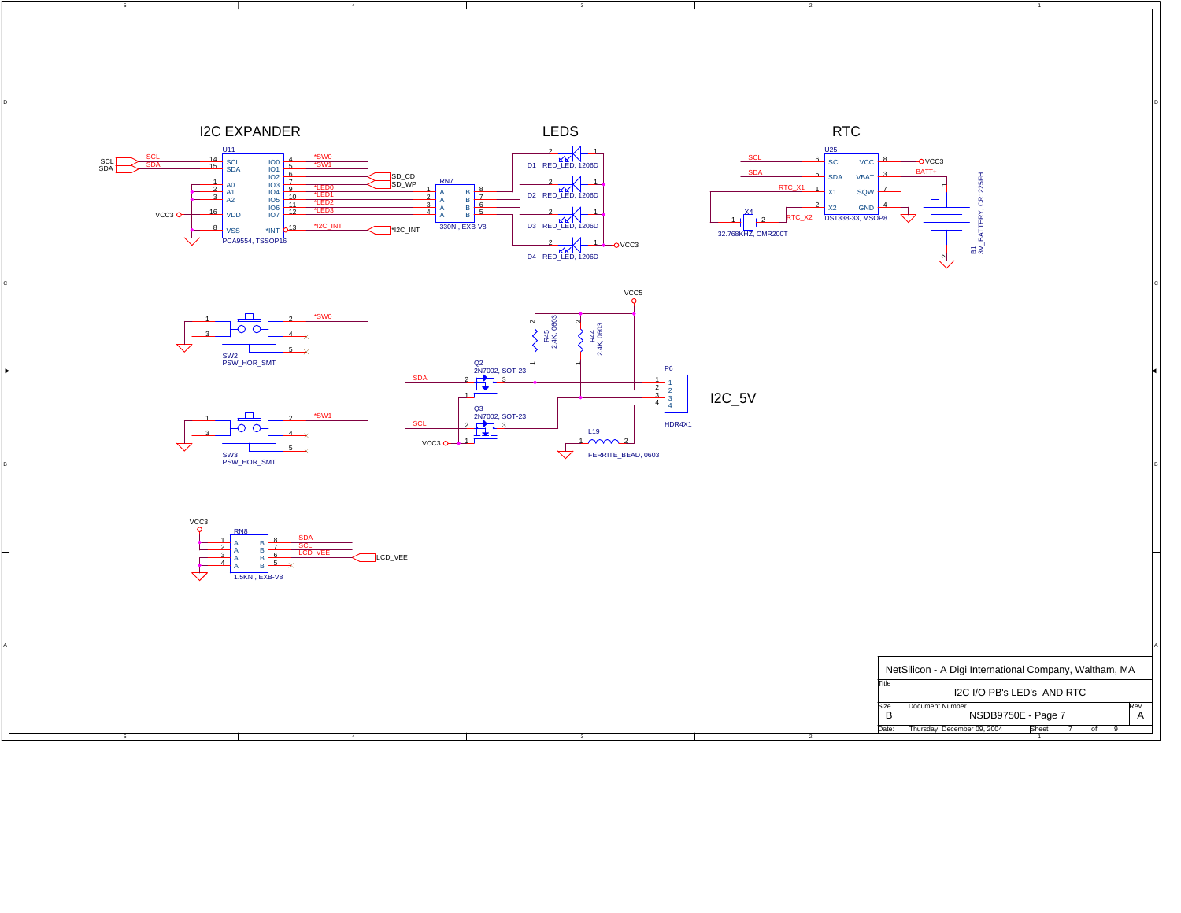## I2C EXPANDER

U11 — PCA9554, TSSOP16

| Pin | Name | Net |
|---|---|---|
| 14 | SCL | SCL |
| 15 | SDA | SDA |
| 1 | A0 | |
| 2 | A1 | |
| 3 | A2 | |
| 16 | VDD | VCC3 |
| 8 | VSS | GND |
| 4 | IO0 | *SW0 |
| 5 | IO1 | *SW1 |
| 6 | IO2 | SD_CD |
| 7 | IO3 | SD_WP |
| 9 | IO4 | *LED0 |
| 10 | IO5 | *LED1 |
| 11 | IO6 | *LED2 |
| 12 | IO7 | *LED3 |
| 13 | *INT | *I2C_INT |

## LEDS

RN7 — 330NI, EXB-V8 (pins 1–4 A, pins 8–5 B)

- D1 RED_LED, 1206D
- D2 RED_LED, 1206D
- D3 RED_LED, 1206D
- D4 RED_LED, 1206D
- VCC3

## RTC

U25 — DS1338-33, MSOP8

| Pin | Name | Net |
|---|---|---|
| 6 | SCL | SCL |
| 5 | SDA | SDA |
| 1 | X1 | RTC_X1 |
| 2 | X2 | RTC_X2 |
| 8 | VCC | VCC3 |
| 3 | VBAT | BATT+ |
| 7 | SQW | |
| 4 | GND | GND |

- X4 — 32.768KHZ, CMR200T
- B1 — 3V_BATTERY, CR1225FH

## Push Buttons

- SW2 — PSW_HOR_SMT (pin 2: *SW0)
- SW3 — PSW_HOR_SMT (pin 2: *SW1)

## I2C_5V

- VCC5
- R45 — 2.4K, 0603
- R44 — 2.4K, 0603
- Q2 — 2N7002, SOT-23 (SDA)
- Q3 — 2N7002, SOT-23 (SCL)
- VCC3
- P6 — HDR4X1
- L19 — FERRITE_BEAD, 0603

## Pull-ups

- VCC3
- RN8 — 1.5KNI, EXB-V8 (SDA, SCL, LCD_VEE)

---

NetSilicon - A Digi International Company, Waltham, MA

Title: I2C I/O PB's LED's AND RTC

Size: B | Document Number: NSDB9750E - Page 7 | Rev: A

Date: Thursday, December 09, 2004 | Sheet 7 of 9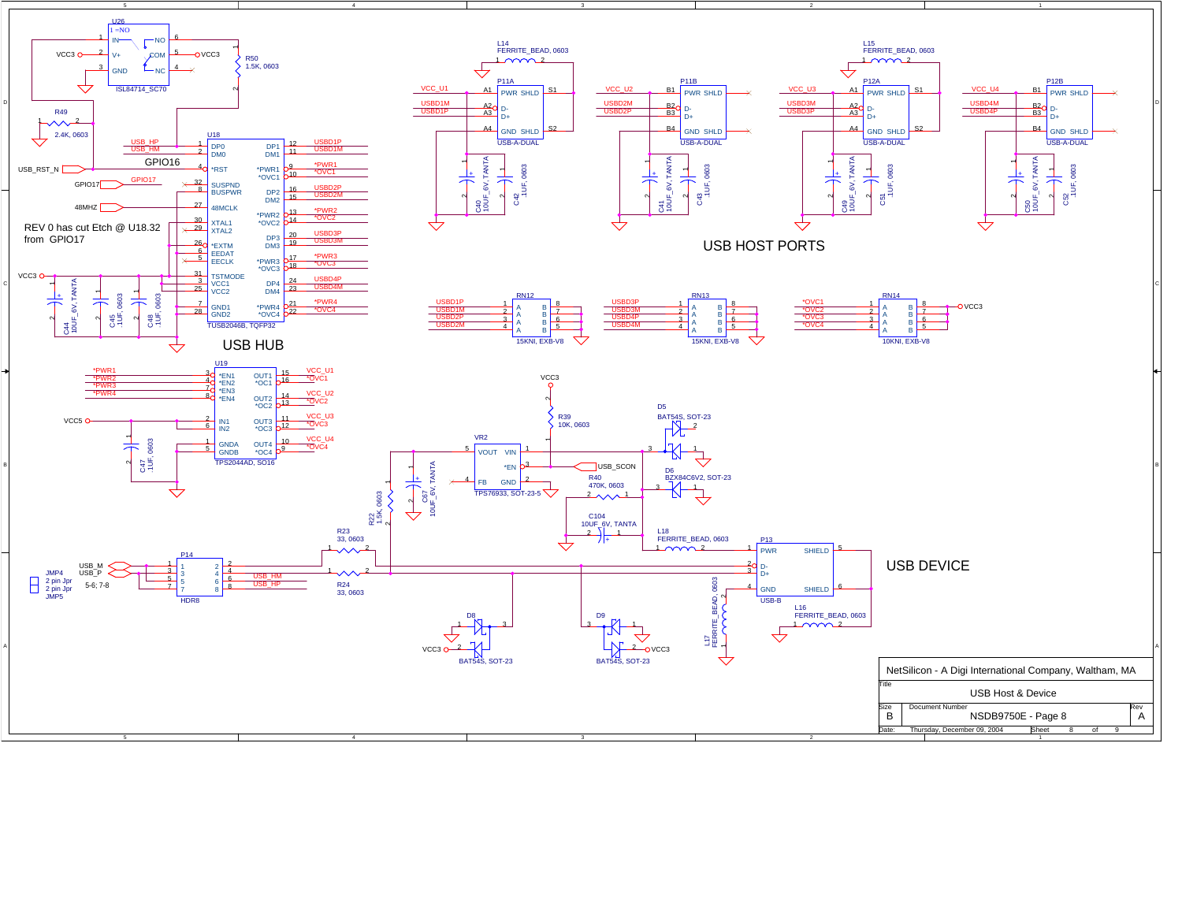## USB HUB

U26 — ISL84714_SC70 (1 =NO; IN, V+, GND, NO, COM, NC)

R49 — 2.4K, 0603

R50 — 1.5K, 0603

U18 — TUSB2046B, TQFP32

GPIO16

USB_RST_N

GPIO17

48MHZ

REV 0 has cut Etch @ U18.32 from GPIO17

C44 — 10UF_6V, TANTA

C45 — .1UF, 0603

C48 — .1UF, 0603

U19 — TPS2044AD, SO16

C47 — .1UF, 0603

## USB HOST PORTS

L14 — FERRITE_BEAD, 0603

L15 — FERRITE_BEAD, 0603

P11A, P11B, P12A, P12B — USB-A-DUAL

C40 — 10UF_6V, TANTA

C42 — .1UF, 0603

C41 — 10UF_6V, TANTA

C43 — .1UF, 0603

C49 — 10UF_6V, TANTA

C51 — .1UF, 0603

C50 — 10UF_6V, TANTA

C52 — .1UF, 0603

RN12 — 15KNI, EXB-V8

RN13 — 15KNI, EXB-V8

RN14 — 10KNI, EXB-V8

## USB DEVICE

VR2 — TPS76933, SOT-23-5

R39 — 10K, 0603

R40 — 470K, 0603

R22 — 1.5K, 0603

C67 — 10UF_6V, TANTA

C104 — 10UF_6V, TANTA

D5 — BAT54S, SOT-23

D6 — BZX84C6V2, SOT-23

L18 — FERRITE_BEAD, 0603

L16 — FERRITE_BEAD, 0603

L17 — FERRITE_BEAD, 0603

P13 — USB-B

P14 — HDR8

R23 — 33, 0603

R24 — 33, 0603

D8 — BAT54S, SOT-23

D9 — BAT54S, SOT-23

USB_SCON

JMP4 — 2 pin Jpr

JMP5 — 2 pin Jpr

5-6; 7-8

| | |
|---|---|
| | NetSilicon - A Digi International Company, Waltham, MA |
| Title | USB Host & Device |
| Size | B |
| Document Number | NSDB9750E - Page 8 |
| Rev | A |
| Date: | Thursday, December 09, 2004 |
| Sheet | 8 of 9 |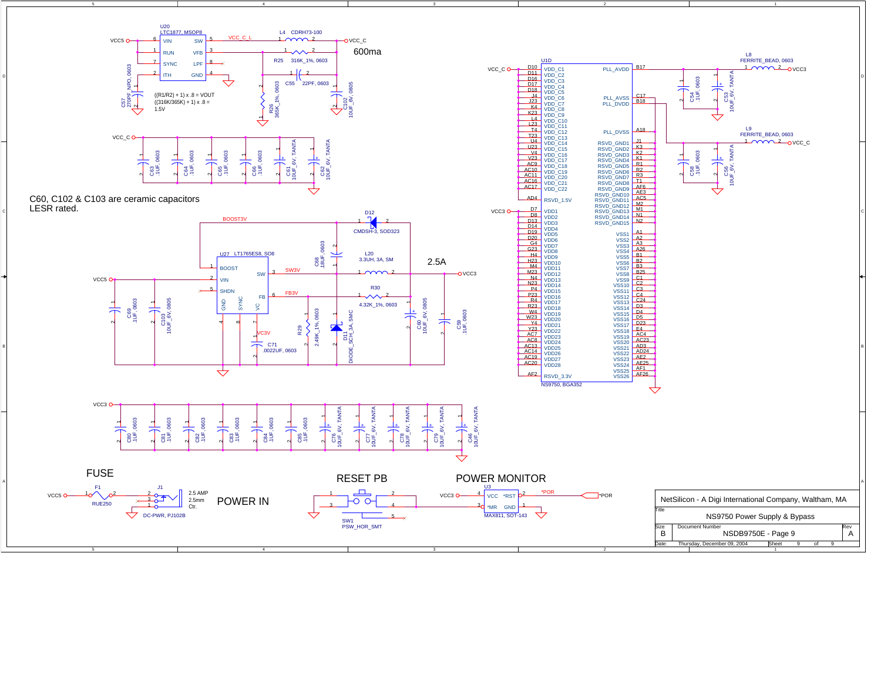U20
LTC1877, MSOP8

VCC5 — 6 VIN, 1 RUN, 7 SYNC, 2 ITH; 5 SW, 3 VFB, 8 LPF, 4 GND

VCC_C_L

L4 CDRH73-100

VCC_C

600ma

R25 316K_1%, 0603

C55 22PF, 0603

C57 270PF_NPO, 0603

((R1/R2) + 1) x .8 = VOUT
((316K/365K) + 1) x .8 =
1.5V

R26 365K_1%, 0603

C102 10UF_6V, 0805

VCC_C

C63 .1UF, 0603
C64 .1UF, 0603
C65 .1UF, 0603
C66 .1UF, 0603
C61 10UF_6V, TANTA
C62 10UF_6V, TANTA

C60, C102 & C103 are ceramic capacitors
LESR rated.

BOOST3V

D12
CMDSH-3, SOD323

C68 18UF, 0603

U27 LT1765ES8, SO8

1 BOOST, 2 VIN, 5 SHDN, 4 GND, 8 SYNC, 7 VC; 3 SW, 6 FB

VCC5

SW3V

L20
3.3UH, 3A, SM

2.5A

VCC3

FB3V

R30
4.32K_1%, 0603

C69 .1UF, 0603
C103 10UF_6V, 0805

VC3V

C71 .0022UF, 0603

R29 2.49K_1%, 0603

D11 DIODE_SCH_3A, SMC

C60 10UF_6V, 0805

C59 .1UF, 0603

VCC3

C80 .1UF, 0603
C81 .1UF, 0603
C82 .1UF, 0603
C83 .1UF, 0603
C84 .1UF, 0603
C85 .1UF, 0603
C76 10UF_6V, TANTA
C77 10UF_6V, TANTA
C78 10UF_6V, TANTA
C79 10UF_6V, TANTA
C46 10UF_6V, TANTA

U1D

VCC_C — D10 VDD_C1, D11 VDD_C2, D16 VDD_C3, D17 VDD_C4, D18 VDD_C5, J4 VDD_C6, J23 VDD_C7, K4 VDD_C8, K23 VDD_C9, L4 VDD_C10, L23 VDD_C11, T4 VDD_C12, T23 VDD_C13, U4 VDD_C14, U23 VDD_C15, V4 VDD_C16, V23 VDD_C17, AC9 VDD_C18, AC10 VDD_C19, AC11 VDD_C20, AC16 VDD_C21, AC17 VDD_C22

AD4 RSVD_1.5V

VCC3 — D7 VDD1, D8 VDD2, D13 VDD3, D14 VDD4, D19 VDD5, D20 VDD6, G4 VDD7, G23 VDD8, H4 VDD9, H23 VDD10, M4 VDD11, M23 VDD12, N4 VDD13, N23 VDD14, P4 VDD15, P23 VDD16, R4 VDD17, R23 VDD18, W4 VDD19, W23 VDD20, Y4 VDD21, Y23 VDD22, AC7 VDD23, AC8 VDD24, AC13 VDD25, AC14 VDD26, AC19 VDD27, AC20 VDD28

AF2 RSVD_3.3V

PLL_AVDD B17, PLL_AVSS C17, PLL_DVDD B18, PLL_DVSS A18

RSVD_GND1 J1, RSVD_GND2 K3, RSVD_GND3 K2, RSVD_GND4 K1, RSVD_GND5 R1, RSVD_GND6 R2, RSVD_GND7 R3, RSVD_GND8 T1, RSVD_GND9 AF6, RSVD_GND10 AE3, RSVD_GND11 AC5, RSVD_GND12 M2, RSVD_GND13 M1, RSVD_GND14 N1, RSVD_GND15 N2

VSS1 A1, VSS2 A2, VSS3 A3, VSS4 A26, VSS5 B1, VSS6 B2, VSS7 B3, VSS8 B25, VSS9 C1, VSS10 C2, VSS11 C3, VSS12 C4, VSS13 C24, VSS14 D3, VSS15 D4, VSS16 D5, VSS17 D23, VSS18 E4, VSS19 AC4, VSS20 AC23, VSS21 AD3, VSS22 AD24, VSS23 AE2, VSS24 AE25, VSS25 AF1, VSS26 AF26

NS9750, BGA352

L8
FERRITE_BEAD, 0603
VCC3

C54 .1UF, 0603
C53 10UF_6V, TANTA

L9
FERRITE_BEAD, 0603
VCC_C

C58 .1UF, 0603
C56 10UF_6V, TANTA

FUSE

F1
RUE250
VCC5

J1
DC-PWR, PJ102B
2.5 AMP
2.5mm
Ctr.

POWER IN

RESET PB

SW1
PSW_HOR_SMT

POWER MONITOR

U3
VCC3 — 4 VCC, 3 *MR; 2 *RST, 1 GND
MAX811, SOT-143

*POR

*POR

NetSilicon - A Digi International Company, Waltham, MA

| | | |
|---|---|---|
| Title | NS9750 Power Supply & Bypass | |
| Size B | Document Number NSDB9750E - Page 9 | Rev A |
| Date: Thursday, December 09, 2004 | Sheet 9 of 9 | |